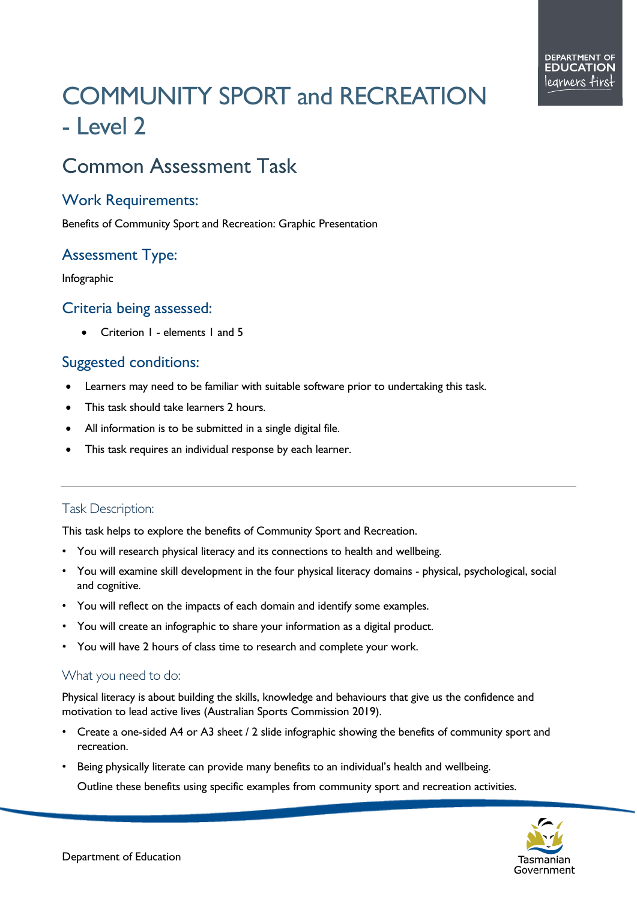# COMMUNITY SPORT and RECREATION - Level 2

## Common Assessment Task

### Work Requirements:

Benefits of Community Sport and Recreation: Graphic Presentation

### Assessment Type:

Infographic

### Criteria being assessed:

- Criterion 1 - elements 1 and 5

### Suggested conditions:

- Learners may need to be familiar with suitable software prior to undertaking this task.
- This task should take learners 2 hours.
- All information is to be submitted in a single digital file.
- This task requires an individual response by each learner.

---

### Task Description:

This task helps to explore the benefits of Community Sport and Recreation.

- You will research physical literacy and its connections to health and wellbeing.
- You will examine skill development in the four physical literacy domains - physical, psychological, social and cognitive.
- You will reflect on the impacts of each domain and identify some examples.
- You will create an infographic to share your information as a digital product.
- You will have 2 hours of class time to research and complete your work.

### What you need to do:

Physical literacy is about building the skills, knowledge and behaviours that give us the confidence and motivation to lead active lives (Australian Sports Commission 2019).

- Create a one-sided A4 or A3 sheet / 2 slide infographic showing the benefits of community sport and recreation.
- Being physically literate can provide many benefits to an individual's health and wellbeing.

  Outline these benefits using specific examples from community sport and recreation activities.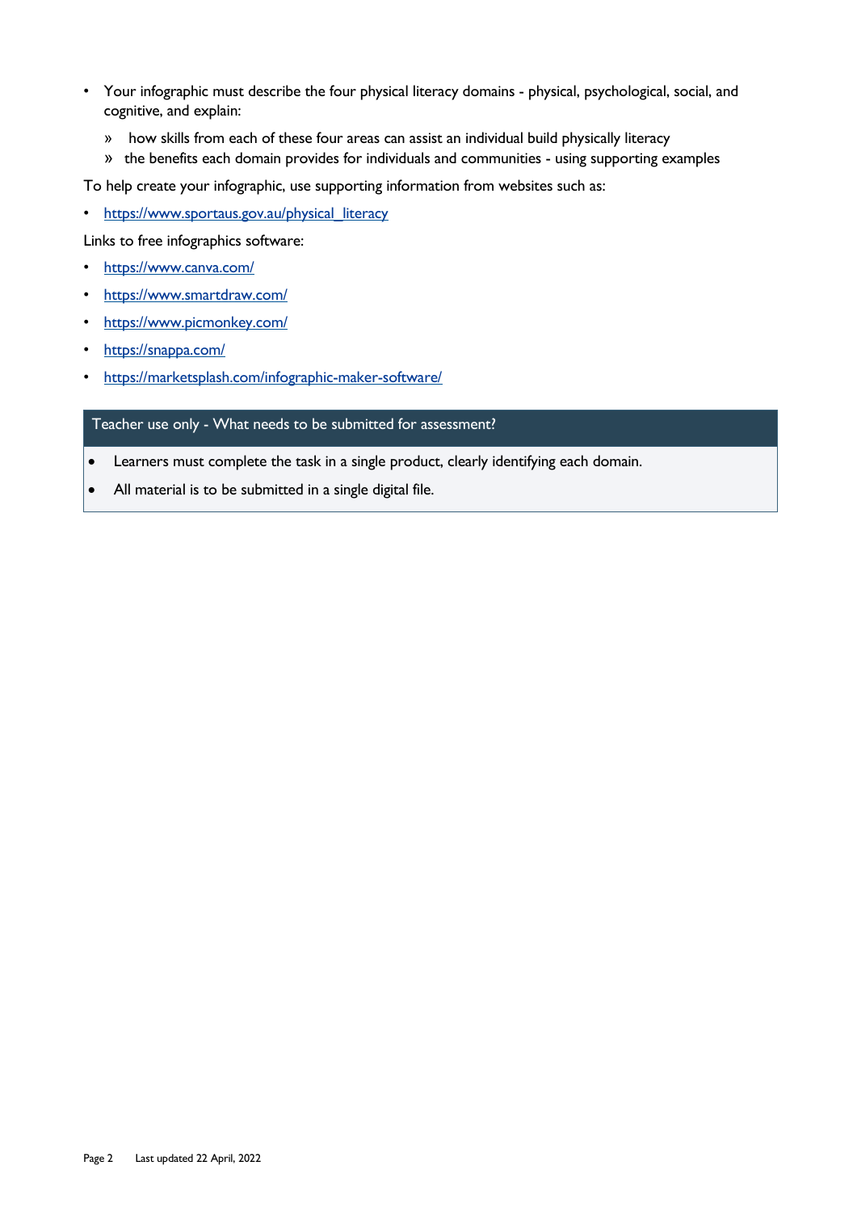- Your infographic must describe the four physical literacy domains - physical, psychological, social, and cognitive, and explain:
  - how skills from each of these four areas can assist an individual build physically literacy
  - the benefits each domain provides for individuals and communities - using supporting examples

To help create your infographic, use supporting information from websites such as:

- https://www.sportaus.gov.au/physical_literacy

Links to free infographics software:

- https://www.canva.com/
- https://www.smartdraw.com/
- https://www.picmonkey.com/
- https://snappa.com/
- https://marketsplash.com/infographic-maker-software/

| Teacher use only - What needs to be submitted for assessment? |
| --- |
| • Learners must complete the task in a single product, clearly identifying each domain.<br>• All material is to be submitted in a single digital file. |